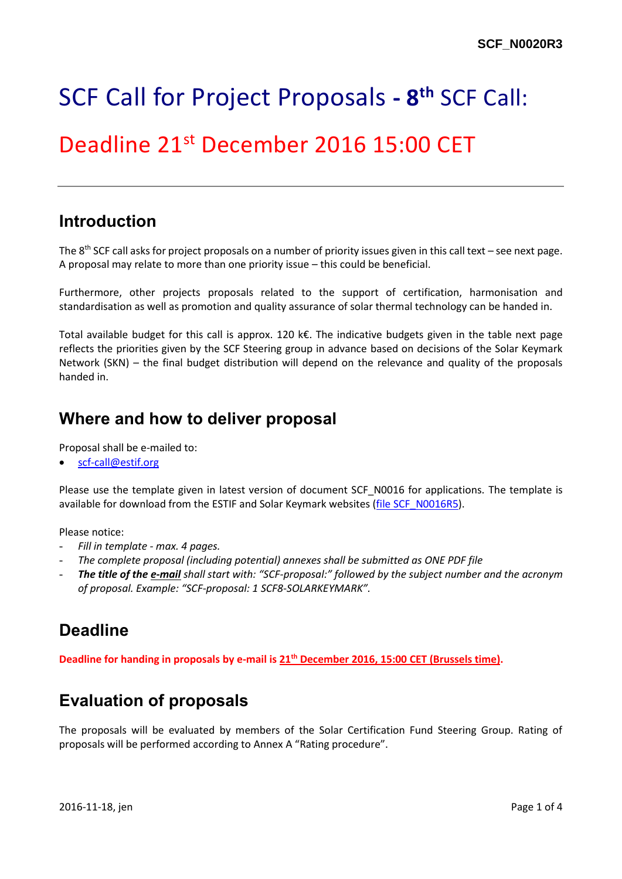SCF_N0020R3

# SCF Call for Project Proposals - **8th** SCF Call:

# Deadline 21st December 2016 15:00 CET

---

## Introduction

The 8th SCF call asks for project proposals on a number of priority issues given in this call text – see next page. A proposal may relate to more than one priority issue – this could be beneficial.

Furthermore, other projects proposals related to the support of certification, harmonisation and standardisation as well as promotion and quality assurance of solar thermal technology can be handed in.

Total available budget for this call is approx. 120 k€. The indicative budgets given in the table next page reflects the priorities given by the SCF Steering group in advance based on decisions of the Solar Keymark Network (SKN) – the final budget distribution will depend on the relevance and quality of the proposals handed in.

## Where and how to deliver proposal

Proposal shall be e-mailed to:

- scf-call@estif.org

Please use the template given in latest version of document SCF_N0016 for applications. The template is available for download from the ESTIF and Solar Keymark websites (file SCF_N0016R5).

Please notice:

- *Fill in template - max. 4 pages.*
- *The complete proposal (including potential) annexes shall be submitted as ONE PDF file*
- ***The title of the e-mail** shall start with: "SCF-proposal:" followed by the subject number and the acronym of proposal. Example: "SCF-proposal: 1 SCF8-SOLARKEYMARK".*

## Deadline

**Deadline for handing in proposals by e-mail is 21th December 2016, 15:00 CET (Brussels time).**

## Evaluation of proposals

The proposals will be evaluated by members of the Solar Certification Fund Steering Group. Rating of proposals will be performed according to Annex A "Rating procedure".

2016-11-18, jen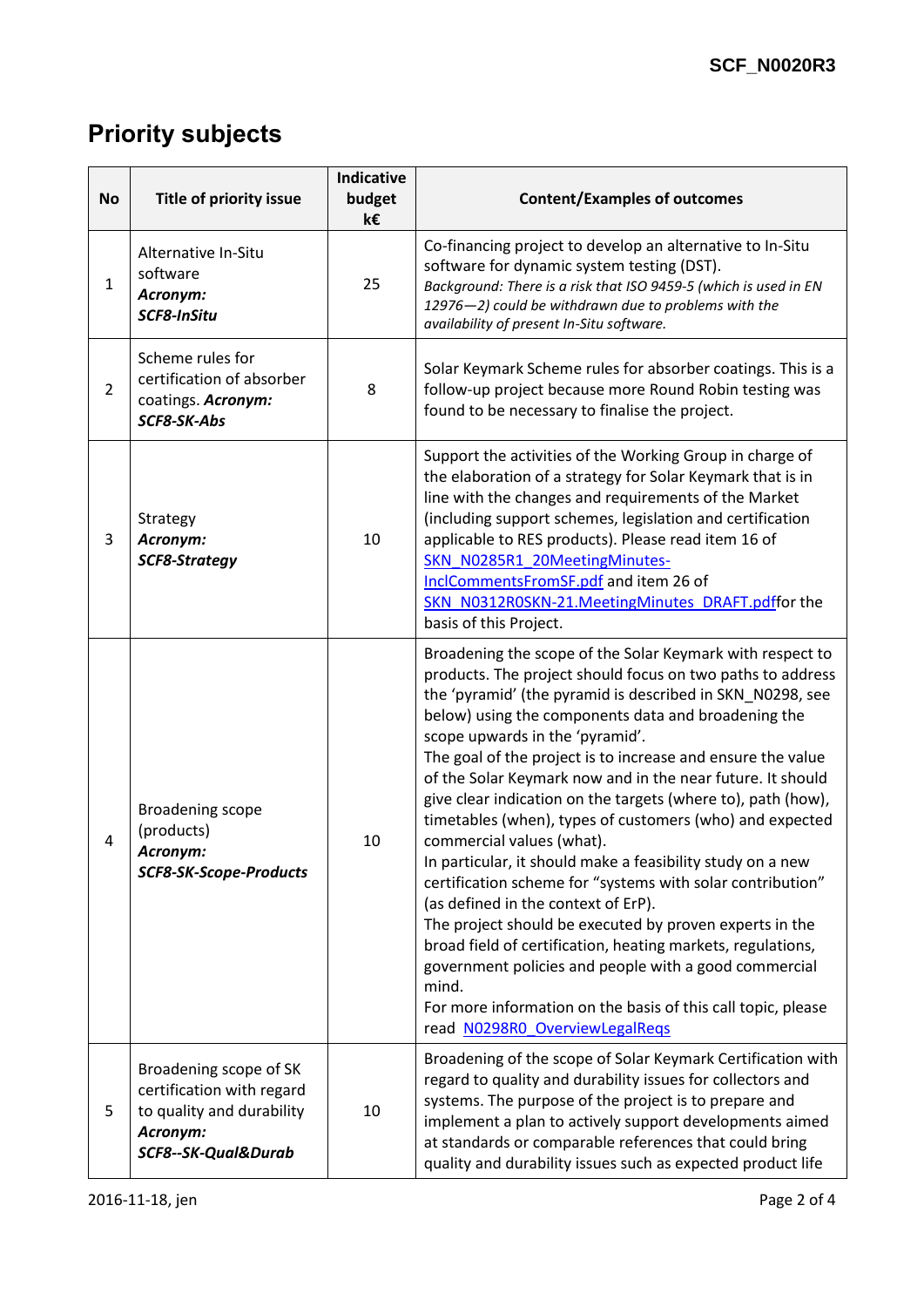## Priority subjects

| No | Title of priority issue | Indicative budget k€ | Content/Examples of outcomes |
|---|---|---|---|
| 1 | Alternative In-Situ software ***Acronym: SCF8-InSitu*** | 25 | Co-financing project to develop an alternative to In-Situ software for dynamic system testing (DST). *Background: There is a risk that ISO 9459-5 (which is used in EN 12976—2) could be withdrawn due to problems with the availability of present In-Situ software.* |
| 2 | Scheme rules for certification of absorber coatings. ***Acronym: SCF8-SK-Abs*** | 8 | Solar Keymark Scheme rules for absorber coatings. This is a follow-up project because more Round Robin testing was found to be necessary to finalise the project. |
| 3 | Strategy ***Acronym: SCF8-Strategy*** | 10 | Support the activities of the Working Group in charge of the elaboration of a strategy for Solar Keymark that is in line with the changes and requirements of the Market (including support schemes, legislation and certification applicable to RES products). Please read item 16 of SKN_N0285R1_20MeetingMinutes-InclCommentsFromSF.pdf and item 26 of SKN_N0312R0SKN-21.MeetingMinutes_DRAFT.pdffor the basis of this Project. |
| 4 | Broadening scope (products) ***Acronym: SCF8-SK-Scope-Products*** | 10 | Broadening the scope of the Solar Keymark with respect to products. The project should focus on two paths to address the 'pyramid' (the pyramid is described in SKN_N0298, see below) using the components data and broadening the scope upwards in the 'pyramid'.<br>The goal of the project is to increase and ensure the value of the Solar Keymark now and in the near future. It should give clear indication on the targets (where to), path (how), timetables (when), types of customers (who) and expected commercial values (what).<br>In particular, it should make a feasibility study on a new certification scheme for "systems with solar contribution" (as defined in the context of ErP).<br>The project should be executed by proven experts in the broad field of certification, heating markets, regulations, government policies and people with a good commercial mind.<br>For more information on the basis of this call topic, please read N0298R0_OverviewLegalReqs |
| 5 | Broadening scope of SK certification with regard to quality and durability ***Acronym: SCF8--SK-Qual&Durab*** | 10 | Broadening of the scope of Solar Keymark Certification with regard to quality and durability issues for collectors and systems. The purpose of the project is to prepare and implement a plan to actively support developments aimed at standards or comparable references that could bring quality and durability issues such as expected product life |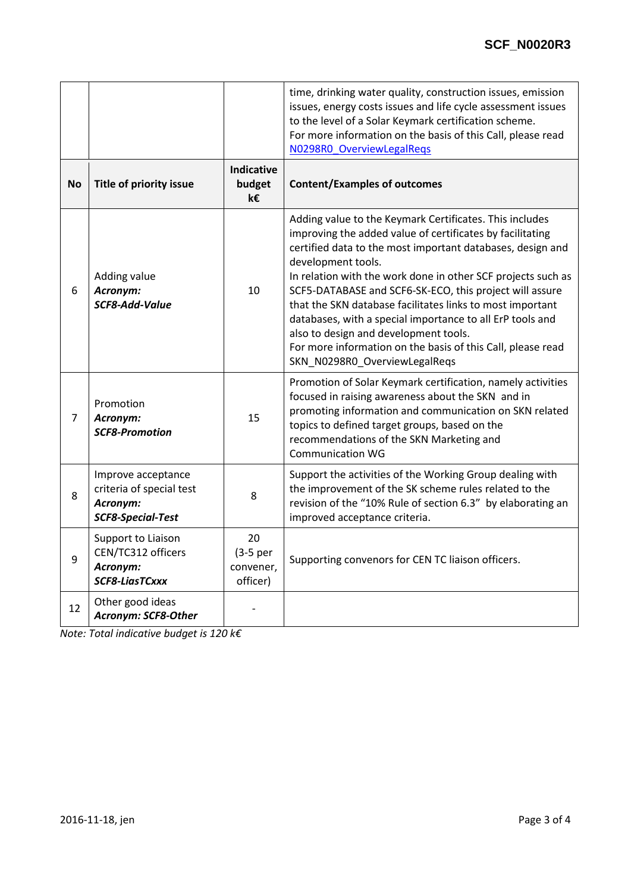| | | | time, drinking water quality, construction issues, emission issues, energy costs issues and life cycle assessment issues to the level of a Solar Keymark certification scheme.<br>For more information on the basis of this Call, please read N0298R0_OverviewLegalReqs |
|---|---|---|---|
| **No** | **Title of priority issue** | **Indicative budget k€** | **Content/Examples of outcomes** |
| 6 | Adding value<br>***Acronym: SCF8-Add-Value*** | 10 | Adding value to the Keymark Certificates. This includes improving the added value of certificates by facilitating certified data to the most important databases, design and development tools.<br>In relation with the work done in other SCF projects such as SCF5-DATABASE and SCF6-SK-ECO, this project will assure that the SKN database facilitates links to most important databases, with a special importance to all ErP tools and also to design and development tools.<br>For more information on the basis of this Call, please read SKN_N0298R0_OverviewLegalReqs |
| 7 | Promotion<br>***Acronym: SCF8-Promotion*** | 15 | Promotion of Solar Keymark certification, namely activities focused in raising awareness about the SKN and in promoting information and communication on SKN related topics to defined target groups, based on the recommendations of the SKN Marketing and Communication WG |
| 8 | Improve acceptance criteria of special test<br>***Acronym: SCF8-Special-Test*** | 8 | Support the activities of the Working Group dealing with the improvement of the SK scheme rules related to the revision of the "10% Rule of section 6.3" by elaborating an improved acceptance criteria. |
| 9 | Support to Liaison CEN/TC312 officers<br>***Acronym: SCF8-LiasTCxxx*** | 20 (3-5 per convener, officer) | Supporting convenors for CEN TC liaison officers. |
| 12 | Other good ideas<br>***Acronym: SCF8-Other*** | - | |

*Note: Total indicative budget is 120 k€*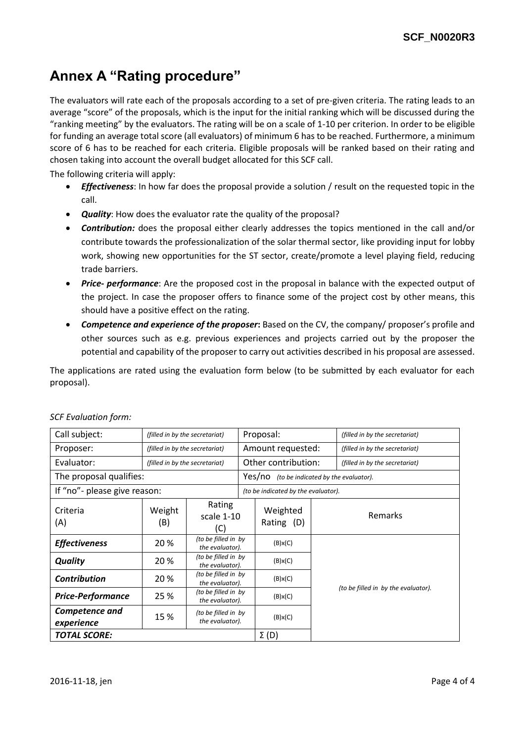# Annex A "Rating procedure"

The evaluators will rate each of the proposals according to a set of pre-given criteria. The rating leads to an average "score" of the proposals, which is the input for the initial ranking which will be discussed during the "ranking meeting" by the evaluators. The rating will be on a scale of 1-10 per criterion. In order to be eligible for funding an average total score (all evaluators) of minimum 6 has to be reached. Furthermore, a minimum score of 6 has to be reached for each criteria. Eligible proposals will be ranked based on their rating and chosen taking into account the overall budget allocated for this SCF call.

The following criteria will apply:

- ***Effectiveness***: In how far does the proposal provide a solution / result on the requested topic in the call.
- ***Quality***: How does the evaluator rate the quality of the proposal?
- ***Contribution:*** does the proposal either clearly addresses the topics mentioned in the call and/or contribute towards the professionalization of the solar thermal sector, like providing input for lobby work, showing new opportunities for the ST sector, create/promote a level playing field, reducing trade barriers.
- ***Price- performance***: Are the proposed cost in the proposal in balance with the expected output of the project. In case the proposer offers to finance some of the project cost by other means, this should have a positive effect on the rating.
- ***Competence and experience of the proposer*****:** Based on the CV, the company/ proposer's profile and other sources such as e.g. previous experiences and projects carried out by the proposer the potential and capability of the proposer to carry out activities described in his proposal are assessed.

The applications are rated using the evaluation form below (to be submitted by each evaluator for each proposal).

*SCF Evaluation form:*

| | | | | |
|---|---|---|---|---|
| Call subject: | *(filled in by the secretariat)* | | Proposal: | *(filled in by the secretariat)* |
| Proposer: | *(filled in by the secretariat)* | | Amount requested: | *(filled in by the secretariat)* |
| Evaluator: | *(filled in by the secretariat)* | | Other contribution: | *(filled in by the secretariat)* |
| The proposal qualifies: | | | Yes/no *(to be indicated by the evaluator).* | |
| If "no"- please give reason: | | | *(to be indicated by the evaluator).* | |
| Criteria (A) | Weight (B) | Rating scale 1-10 (C) | Weighted Rating (D) | Remarks |
| ***Effectiveness*** | 20 % | *(to be filled in by the evaluator).* | (B)x(C) | *(to be filled in by the evaluator).* |
| ***Quality*** | 20 % | *(to be filled in by the evaluator).* | (B)x(C) | |
| ***Contribution*** | 20 % | *(to be filled in by the evaluator).* | (B)x(C) | |
| ***Price-Performance*** | 25 % | *(to be filled in by the evaluator).* | (B)x(C) | |
| ***Competence and experience*** | 15 % | *(to be filled in by the evaluator).* | (B)x(C) | |
| ***TOTAL SCORE:*** | | | Σ (D) | |